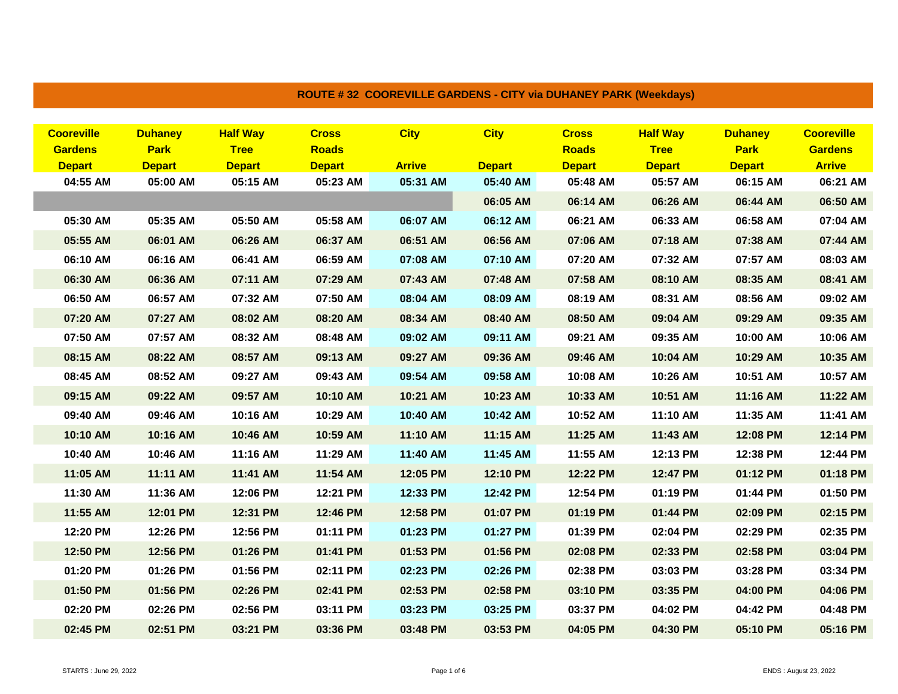## ROUTE # 32 COOREVILLE GARDENS - CITY via DUHANEY PARK (Weekdays)

| Cooreville Gardens Depart | Duhaney Park Depart | Half Way Tree Depart | Cross Roads Depart | City Arrive | City Depart | Cross Roads Depart | Half Way Tree Depart | Duhaney Park Depart | Cooreville Gardens Arrive |
|---|---|---|---|---|---|---|---|---|---|
| 04:55 AM | 05:00 AM | 05:15 AM | 05:23 AM | 05:31 AM | 05:40 AM | 05:48 AM | 05:57 AM | 06:15 AM | 06:21 AM |
| | | | | | 06:05 AM | 06:14 AM | 06:26 AM | 06:44 AM | 06:50 AM |
| 05:30 AM | 05:35 AM | 05:50 AM | 05:58 AM | 06:07 AM | 06:12 AM | 06:21 AM | 06:33 AM | 06:58 AM | 07:04 AM |
| 05:55 AM | 06:01 AM | 06:26 AM | 06:37 AM | 06:51 AM | 06:56 AM | 07:06 AM | 07:18 AM | 07:38 AM | 07:44 AM |
| 06:10 AM | 06:16 AM | 06:41 AM | 06:59 AM | 07:08 AM | 07:10 AM | 07:20 AM | 07:32 AM | 07:57 AM | 08:03 AM |
| 06:30 AM | 06:36 AM | 07:11 AM | 07:29 AM | 07:43 AM | 07:48 AM | 07:58 AM | 08:10 AM | 08:35 AM | 08:41 AM |
| 06:50 AM | 06:57 AM | 07:32 AM | 07:50 AM | 08:04 AM | 08:09 AM | 08:19 AM | 08:31 AM | 08:56 AM | 09:02 AM |
| 07:20 AM | 07:27 AM | 08:02 AM | 08:20 AM | 08:34 AM | 08:40 AM | 08:50 AM | 09:04 AM | 09:29 AM | 09:35 AM |
| 07:50 AM | 07:57 AM | 08:32 AM | 08:48 AM | 09:02 AM | 09:11 AM | 09:21 AM | 09:35 AM | 10:00 AM | 10:06 AM |
| 08:15 AM | 08:22 AM | 08:57 AM | 09:13 AM | 09:27 AM | 09:36 AM | 09:46 AM | 10:04 AM | 10:29 AM | 10:35 AM |
| 08:45 AM | 08:52 AM | 09:27 AM | 09:43 AM | 09:54 AM | 09:58 AM | 10:08 AM | 10:26 AM | 10:51 AM | 10:57 AM |
| 09:15 AM | 09:22 AM | 09:57 AM | 10:10 AM | 10:21 AM | 10:23 AM | 10:33 AM | 10:51 AM | 11:16 AM | 11:22 AM |
| 09:40 AM | 09:46 AM | 10:16 AM | 10:29 AM | 10:40 AM | 10:42 AM | 10:52 AM | 11:10 AM | 11:35 AM | 11:41 AM |
| 10:10 AM | 10:16 AM | 10:46 AM | 10:59 AM | 11:10 AM | 11:15 AM | 11:25 AM | 11:43 AM | 12:08 PM | 12:14 PM |
| 10:40 AM | 10:46 AM | 11:16 AM | 11:29 AM | 11:40 AM | 11:45 AM | 11:55 AM | 12:13 PM | 12:38 PM | 12:44 PM |
| 11:05 AM | 11:11 AM | 11:41 AM | 11:54 AM | 12:05 PM | 12:10 PM | 12:22 PM | 12:47 PM | 01:12 PM | 01:18 PM |
| 11:30 AM | 11:36 AM | 12:06 PM | 12:21 PM | 12:33 PM | 12:42 PM | 12:54 PM | 01:19 PM | 01:44 PM | 01:50 PM |
| 11:55 AM | 12:01 PM | 12:31 PM | 12:46 PM | 12:58 PM | 01:07 PM | 01:19 PM | 01:44 PM | 02:09 PM | 02:15 PM |
| 12:20 PM | 12:26 PM | 12:56 PM | 01:11 PM | 01:23 PM | 01:27 PM | 01:39 PM | 02:04 PM | 02:29 PM | 02:35 PM |
| 12:50 PM | 12:56 PM | 01:26 PM | 01:41 PM | 01:53 PM | 01:56 PM | 02:08 PM | 02:33 PM | 02:58 PM | 03:04 PM |
| 01:20 PM | 01:26 PM | 01:56 PM | 02:11 PM | 02:23 PM | 02:26 PM | 02:38 PM | 03:03 PM | 03:28 PM | 03:34 PM |
| 01:50 PM | 01:56 PM | 02:26 PM | 02:41 PM | 02:53 PM | 02:58 PM | 03:10 PM | 03:35 PM | 04:00 PM | 04:06 PM |
| 02:20 PM | 02:26 PM | 02:56 PM | 03:11 PM | 03:23 PM | 03:25 PM | 03:37 PM | 04:02 PM | 04:42 PM | 04:48 PM |
| 02:45 PM | 02:51 PM | 03:21 PM | 03:36 PM | 03:48 PM | 03:53 PM | 04:05 PM | 04:30 PM | 05:10 PM | 05:16 PM |

STARTS : June 29, 2022

ENDS : August 23, 2022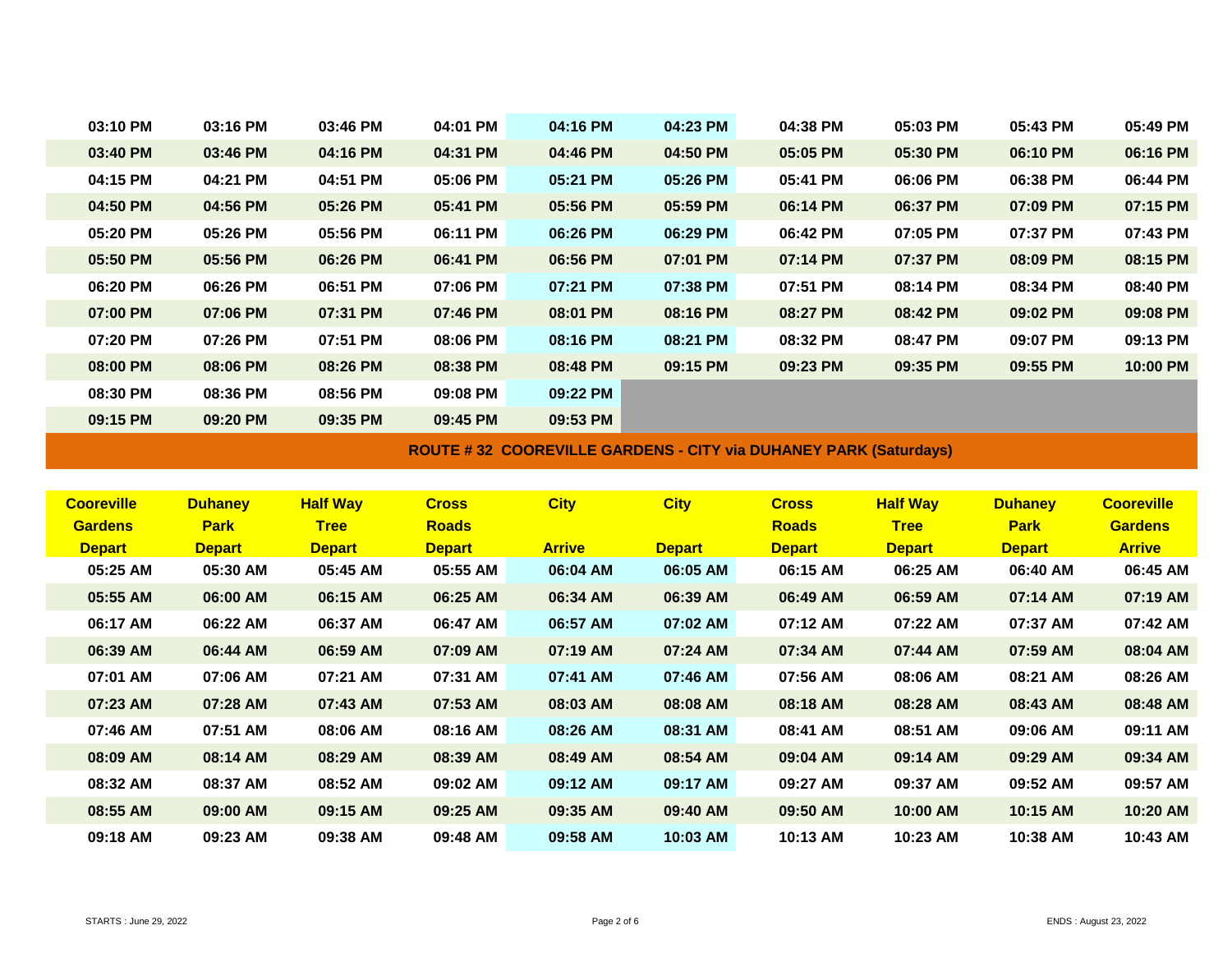| | | | | | | | | | |
|---|---|---|---|---|---|---|---|---|---|
| 03:10 PM | 03:16 PM | 03:46 PM | 04:01 PM | 04:16 PM | 04:23 PM | 04:38 PM | 05:03 PM | 05:43 PM | 05:49 PM |
| 03:40 PM | 03:46 PM | 04:16 PM | 04:31 PM | 04:46 PM | 04:50 PM | 05:05 PM | 05:30 PM | 06:10 PM | 06:16 PM |
| 04:15 PM | 04:21 PM | 04:51 PM | 05:06 PM | 05:21 PM | 05:26 PM | 05:41 PM | 06:06 PM | 06:38 PM | 06:44 PM |
| 04:50 PM | 04:56 PM | 05:26 PM | 05:41 PM | 05:56 PM | 05:59 PM | 06:14 PM | 06:37 PM | 07:09 PM | 07:15 PM |
| 05:20 PM | 05:26 PM | 05:56 PM | 06:11 PM | 06:26 PM | 06:29 PM | 06:42 PM | 07:05 PM | 07:37 PM | 07:43 PM |
| 05:50 PM | 05:56 PM | 06:26 PM | 06:41 PM | 06:56 PM | 07:01 PM | 07:14 PM | 07:37 PM | 08:09 PM | 08:15 PM |
| 06:20 PM | 06:26 PM | 06:51 PM | 07:06 PM | 07:21 PM | 07:38 PM | 07:51 PM | 08:14 PM | 08:34 PM | 08:40 PM |
| 07:00 PM | 07:06 PM | 07:31 PM | 07:46 PM | 08:01 PM | 08:16 PM | 08:27 PM | 08:42 PM | 09:02 PM | 09:08 PM |
| 07:20 PM | 07:26 PM | 07:51 PM | 08:06 PM | 08:16 PM | 08:21 PM | 08:32 PM | 08:47 PM | 09:07 PM | 09:13 PM |
| 08:00 PM | 08:06 PM | 08:26 PM | 08:38 PM | 08:48 PM | 09:15 PM | 09:23 PM | 09:35 PM | 09:55 PM | 10:00 PM |
| 08:30 PM | 08:36 PM | 08:56 PM | 09:08 PM | 09:22 PM | | | | | |
| 09:15 PM | 09:20 PM | 09:35 PM | 09:45 PM | 09:53 PM | | | | | |

## ROUTE # 32 COOREVILLE GARDENS - CITY via DUHANEY PARK (Saturdays)

| Cooreville Gardens Depart | Duhaney Park Depart | Half Way Tree Depart | Cross Roads Depart | City Arrive | City Depart | Cross Roads Depart | Half Way Tree Depart | Duhaney Park Depart | Cooreville Gardens Arrive |
|---|---|---|---|---|---|---|---|---|---|
| 05:25 AM | 05:30 AM | 05:45 AM | 05:55 AM | 06:04 AM | 06:05 AM | 06:15 AM | 06:25 AM | 06:40 AM | 06:45 AM |
| 05:55 AM | 06:00 AM | 06:15 AM | 06:25 AM | 06:34 AM | 06:39 AM | 06:49 AM | 06:59 AM | 07:14 AM | 07:19 AM |
| 06:17 AM | 06:22 AM | 06:37 AM | 06:47 AM | 06:57 AM | 07:02 AM | 07:12 AM | 07:22 AM | 07:37 AM | 07:42 AM |
| 06:39 AM | 06:44 AM | 06:59 AM | 07:09 AM | 07:19 AM | 07:24 AM | 07:34 AM | 07:44 AM | 07:59 AM | 08:04 AM |
| 07:01 AM | 07:06 AM | 07:21 AM | 07:31 AM | 07:41 AM | 07:46 AM | 07:56 AM | 08:06 AM | 08:21 AM | 08:26 AM |
| 07:23 AM | 07:28 AM | 07:43 AM | 07:53 AM | 08:03 AM | 08:08 AM | 08:18 AM | 08:28 AM | 08:43 AM | 08:48 AM |
| 07:46 AM | 07:51 AM | 08:06 AM | 08:16 AM | 08:26 AM | 08:31 AM | 08:41 AM | 08:51 AM | 09:06 AM | 09:11 AM |
| 08:09 AM | 08:14 AM | 08:29 AM | 08:39 AM | 08:49 AM | 08:54 AM | 09:04 AM | 09:14 AM | 09:29 AM | 09:34 AM |
| 08:32 AM | 08:37 AM | 08:52 AM | 09:02 AM | 09:12 AM | 09:17 AM | 09:27 AM | 09:37 AM | 09:52 AM | 09:57 AM |
| 08:55 AM | 09:00 AM | 09:15 AM | 09:25 AM | 09:35 AM | 09:40 AM | 09:50 AM | 10:00 AM | 10:15 AM | 10:20 AM |
| 09:18 AM | 09:23 AM | 09:38 AM | 09:48 AM | 09:58 AM | 10:03 AM | 10:13 AM | 10:23 AM | 10:38 AM | 10:43 AM |

STARTS : June 29, 2022

ENDS : August 23, 2022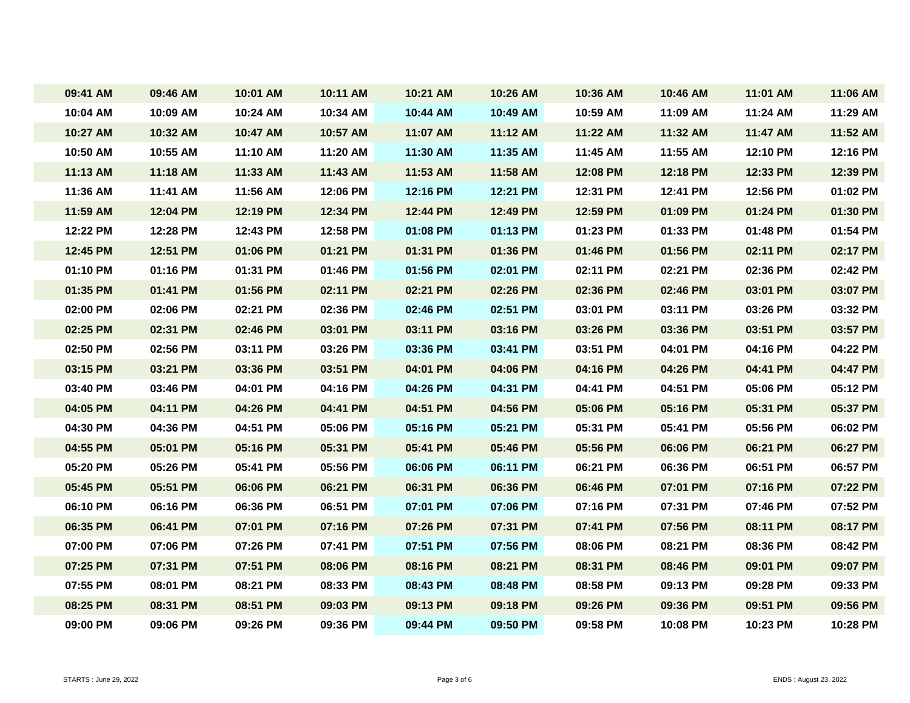| | | | | | | | | | |
|---|---|---|---|---|---|---|---|---|---|
| 09:41 AM | 09:46 AM | 10:01 AM | 10:11 AM | 10:21 AM | 10:26 AM | 10:36 AM | 10:46 AM | 11:01 AM | 11:06 AM |
| 10:04 AM | 10:09 AM | 10:24 AM | 10:34 AM | 10:44 AM | 10:49 AM | 10:59 AM | 11:09 AM | 11:24 AM | 11:29 AM |
| 10:27 AM | 10:32 AM | 10:47 AM | 10:57 AM | 11:07 AM | 11:12 AM | 11:22 AM | 11:32 AM | 11:47 AM | 11:52 AM |
| 10:50 AM | 10:55 AM | 11:10 AM | 11:20 AM | 11:30 AM | 11:35 AM | 11:45 AM | 11:55 AM | 12:10 PM | 12:16 PM |
| 11:13 AM | 11:18 AM | 11:33 AM | 11:43 AM | 11:53 AM | 11:58 AM | 12:08 PM | 12:18 PM | 12:33 PM | 12:39 PM |
| 11:36 AM | 11:41 AM | 11:56 AM | 12:06 PM | 12:16 PM | 12:21 PM | 12:31 PM | 12:41 PM | 12:56 PM | 01:02 PM |
| 11:59 AM | 12:04 PM | 12:19 PM | 12:34 PM | 12:44 PM | 12:49 PM | 12:59 PM | 01:09 PM | 01:24 PM | 01:30 PM |
| 12:22 PM | 12:28 PM | 12:43 PM | 12:58 PM | 01:08 PM | 01:13 PM | 01:23 PM | 01:33 PM | 01:48 PM | 01:54 PM |
| 12:45 PM | 12:51 PM | 01:06 PM | 01:21 PM | 01:31 PM | 01:36 PM | 01:46 PM | 01:56 PM | 02:11 PM | 02:17 PM |
| 01:10 PM | 01:16 PM | 01:31 PM | 01:46 PM | 01:56 PM | 02:01 PM | 02:11 PM | 02:21 PM | 02:36 PM | 02:42 PM |
| 01:35 PM | 01:41 PM | 01:56 PM | 02:11 PM | 02:21 PM | 02:26 PM | 02:36 PM | 02:46 PM | 03:01 PM | 03:07 PM |
| 02:00 PM | 02:06 PM | 02:21 PM | 02:36 PM | 02:46 PM | 02:51 PM | 03:01 PM | 03:11 PM | 03:26 PM | 03:32 PM |
| 02:25 PM | 02:31 PM | 02:46 PM | 03:01 PM | 03:11 PM | 03:16 PM | 03:26 PM | 03:36 PM | 03:51 PM | 03:57 PM |
| 02:50 PM | 02:56 PM | 03:11 PM | 03:26 PM | 03:36 PM | 03:41 PM | 03:51 PM | 04:01 PM | 04:16 PM | 04:22 PM |
| 03:15 PM | 03:21 PM | 03:36 PM | 03:51 PM | 04:01 PM | 04:06 PM | 04:16 PM | 04:26 PM | 04:41 PM | 04:47 PM |
| 03:40 PM | 03:46 PM | 04:01 PM | 04:16 PM | 04:26 PM | 04:31 PM | 04:41 PM | 04:51 PM | 05:06 PM | 05:12 PM |
| 04:05 PM | 04:11 PM | 04:26 PM | 04:41 PM | 04:51 PM | 04:56 PM | 05:06 PM | 05:16 PM | 05:31 PM | 05:37 PM |
| 04:30 PM | 04:36 PM | 04:51 PM | 05:06 PM | 05:16 PM | 05:21 PM | 05:31 PM | 05:41 PM | 05:56 PM | 06:02 PM |
| 04:55 PM | 05:01 PM | 05:16 PM | 05:31 PM | 05:41 PM | 05:46 PM | 05:56 PM | 06:06 PM | 06:21 PM | 06:27 PM |
| 05:20 PM | 05:26 PM | 05:41 PM | 05:56 PM | 06:06 PM | 06:11 PM | 06:21 PM | 06:36 PM | 06:51 PM | 06:57 PM |
| 05:45 PM | 05:51 PM | 06:06 PM | 06:21 PM | 06:31 PM | 06:36 PM | 06:46 PM | 07:01 PM | 07:16 PM | 07:22 PM |
| 06:10 PM | 06:16 PM | 06:36 PM | 06:51 PM | 07:01 PM | 07:06 PM | 07:16 PM | 07:31 PM | 07:46 PM | 07:52 PM |
| 06:35 PM | 06:41 PM | 07:01 PM | 07:16 PM | 07:26 PM | 07:31 PM | 07:41 PM | 07:56 PM | 08:11 PM | 08:17 PM |
| 07:00 PM | 07:06 PM | 07:26 PM | 07:41 PM | 07:51 PM | 07:56 PM | 08:06 PM | 08:21 PM | 08:36 PM | 08:42 PM |
| 07:25 PM | 07:31 PM | 07:51 PM | 08:06 PM | 08:16 PM | 08:21 PM | 08:31 PM | 08:46 PM | 09:01 PM | 09:07 PM |
| 07:55 PM | 08:01 PM | 08:21 PM | 08:33 PM | 08:43 PM | 08:48 PM | 08:58 PM | 09:13 PM | 09:28 PM | 09:33 PM |
| 08:25 PM | 08:31 PM | 08:51 PM | 09:03 PM | 09:13 PM | 09:18 PM | 09:26 PM | 09:36 PM | 09:51 PM | 09:56 PM |
| 09:00 PM | 09:06 PM | 09:26 PM | 09:36 PM | 09:44 PM | 09:50 PM | 09:58 PM | 10:08 PM | 10:23 PM | 10:28 PM |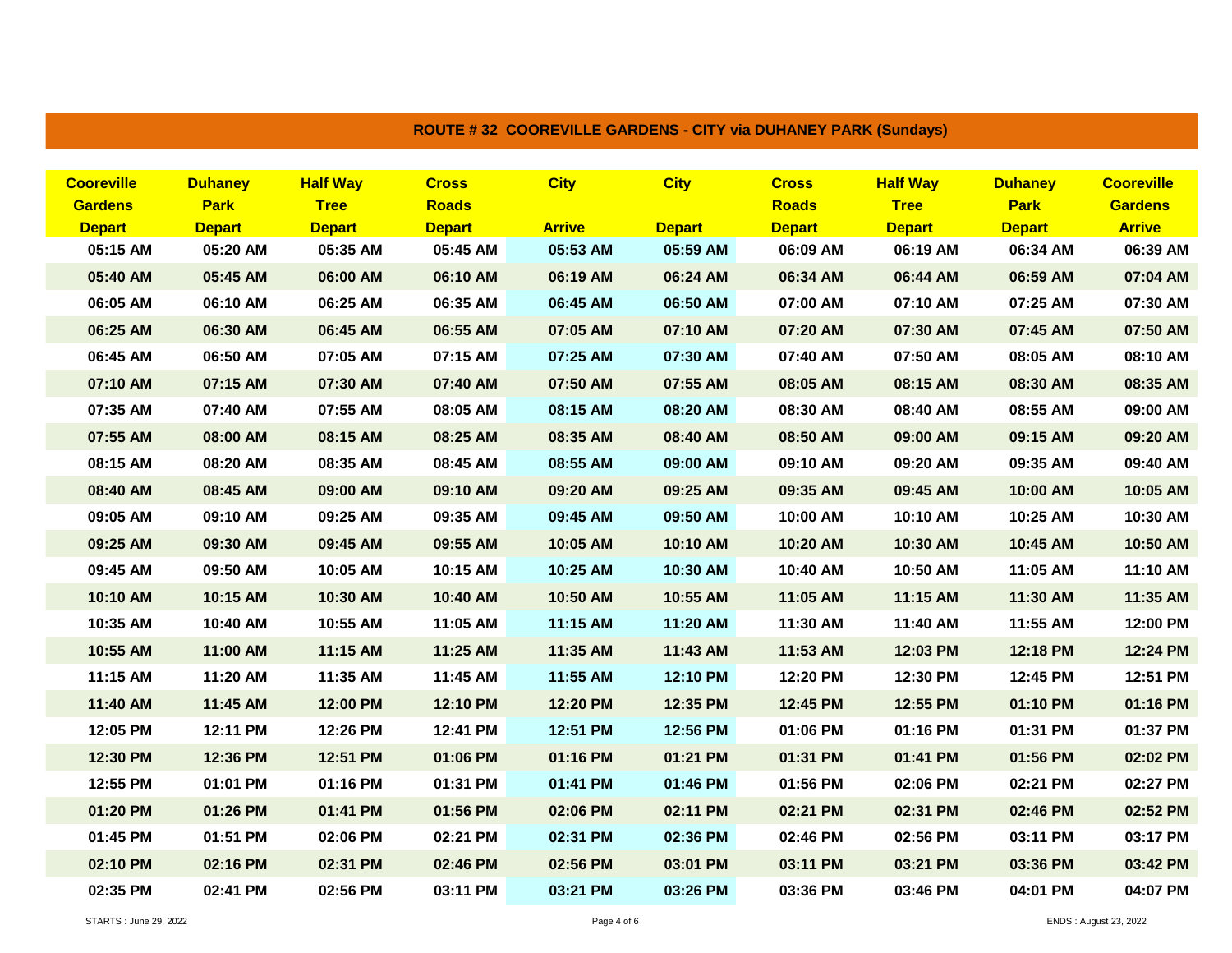## ROUTE # 32 COOREVILLE GARDENS - CITY via DUHANEY PARK (Sundays)

| Cooreville Gardens Depart | Duhaney Park Depart | Half Way Tree Depart | Cross Roads Depart | City Arrive | City Depart | Cross Roads Depart | Half Way Tree Depart | Duhaney Park Depart | Cooreville Gardens Arrive |
|---|---|---|---|---|---|---|---|---|---|
| 05:15 AM | 05:20 AM | 05:35 AM | 05:45 AM | 05:53 AM | 05:59 AM | 06:09 AM | 06:19 AM | 06:34 AM | 06:39 AM |
| 05:40 AM | 05:45 AM | 06:00 AM | 06:10 AM | 06:19 AM | 06:24 AM | 06:34 AM | 06:44 AM | 06:59 AM | 07:04 AM |
| 06:05 AM | 06:10 AM | 06:25 AM | 06:35 AM | 06:45 AM | 06:50 AM | 07:00 AM | 07:10 AM | 07:25 AM | 07:30 AM |
| 06:25 AM | 06:30 AM | 06:45 AM | 06:55 AM | 07:05 AM | 07:10 AM | 07:20 AM | 07:30 AM | 07:45 AM | 07:50 AM |
| 06:45 AM | 06:50 AM | 07:05 AM | 07:15 AM | 07:25 AM | 07:30 AM | 07:40 AM | 07:50 AM | 08:05 AM | 08:10 AM |
| 07:10 AM | 07:15 AM | 07:30 AM | 07:40 AM | 07:50 AM | 07:55 AM | 08:05 AM | 08:15 AM | 08:30 AM | 08:35 AM |
| 07:35 AM | 07:40 AM | 07:55 AM | 08:05 AM | 08:15 AM | 08:20 AM | 08:30 AM | 08:40 AM | 08:55 AM | 09:00 AM |
| 07:55 AM | 08:00 AM | 08:15 AM | 08:25 AM | 08:35 AM | 08:40 AM | 08:50 AM | 09:00 AM | 09:15 AM | 09:20 AM |
| 08:15 AM | 08:20 AM | 08:35 AM | 08:45 AM | 08:55 AM | 09:00 AM | 09:10 AM | 09:20 AM | 09:35 AM | 09:40 AM |
| 08:40 AM | 08:45 AM | 09:00 AM | 09:10 AM | 09:20 AM | 09:25 AM | 09:35 AM | 09:45 AM | 10:00 AM | 10:05 AM |
| 09:05 AM | 09:10 AM | 09:25 AM | 09:35 AM | 09:45 AM | 09:50 AM | 10:00 AM | 10:10 AM | 10:25 AM | 10:30 AM |
| 09:25 AM | 09:30 AM | 09:45 AM | 09:55 AM | 10:05 AM | 10:10 AM | 10:20 AM | 10:30 AM | 10:45 AM | 10:50 AM |
| 09:45 AM | 09:50 AM | 10:05 AM | 10:15 AM | 10:25 AM | 10:30 AM | 10:40 AM | 10:50 AM | 11:05 AM | 11:10 AM |
| 10:10 AM | 10:15 AM | 10:30 AM | 10:40 AM | 10:50 AM | 10:55 AM | 11:05 AM | 11:15 AM | 11:30 AM | 11:35 AM |
| 10:35 AM | 10:40 AM | 10:55 AM | 11:05 AM | 11:15 AM | 11:20 AM | 11:30 AM | 11:40 AM | 11:55 AM | 12:00 PM |
| 10:55 AM | 11:00 AM | 11:15 AM | 11:25 AM | 11:35 AM | 11:43 AM | 11:53 AM | 12:03 PM | 12:18 PM | 12:24 PM |
| 11:15 AM | 11:20 AM | 11:35 AM | 11:45 AM | 11:55 AM | 12:10 PM | 12:20 PM | 12:30 PM | 12:45 PM | 12:51 PM |
| 11:40 AM | 11:45 AM | 12:00 PM | 12:10 PM | 12:20 PM | 12:35 PM | 12:45 PM | 12:55 PM | 01:10 PM | 01:16 PM |
| 12:05 PM | 12:11 PM | 12:26 PM | 12:41 PM | 12:51 PM | 12:56 PM | 01:06 PM | 01:16 PM | 01:31 PM | 01:37 PM |
| 12:30 PM | 12:36 PM | 12:51 PM | 01:06 PM | 01:16 PM | 01:21 PM | 01:31 PM | 01:41 PM | 01:56 PM | 02:02 PM |
| 12:55 PM | 01:01 PM | 01:16 PM | 01:31 PM | 01:41 PM | 01:46 PM | 01:56 PM | 02:06 PM | 02:21 PM | 02:27 PM |
| 01:20 PM | 01:26 PM | 01:41 PM | 01:56 PM | 02:06 PM | 02:11 PM | 02:21 PM | 02:31 PM | 02:46 PM | 02:52 PM |
| 01:45 PM | 01:51 PM | 02:06 PM | 02:21 PM | 02:31 PM | 02:36 PM | 02:46 PM | 02:56 PM | 03:11 PM | 03:17 PM |
| 02:10 PM | 02:16 PM | 02:31 PM | 02:46 PM | 02:56 PM | 03:01 PM | 03:11 PM | 03:21 PM | 03:36 PM | 03:42 PM |
| 02:35 PM | 02:41 PM | 02:56 PM | 03:11 PM | 03:21 PM | 03:26 PM | 03:36 PM | 03:46 PM | 04:01 PM | 04:07 PM |

STARTS : June 29, 2022

ENDS : August 23, 2022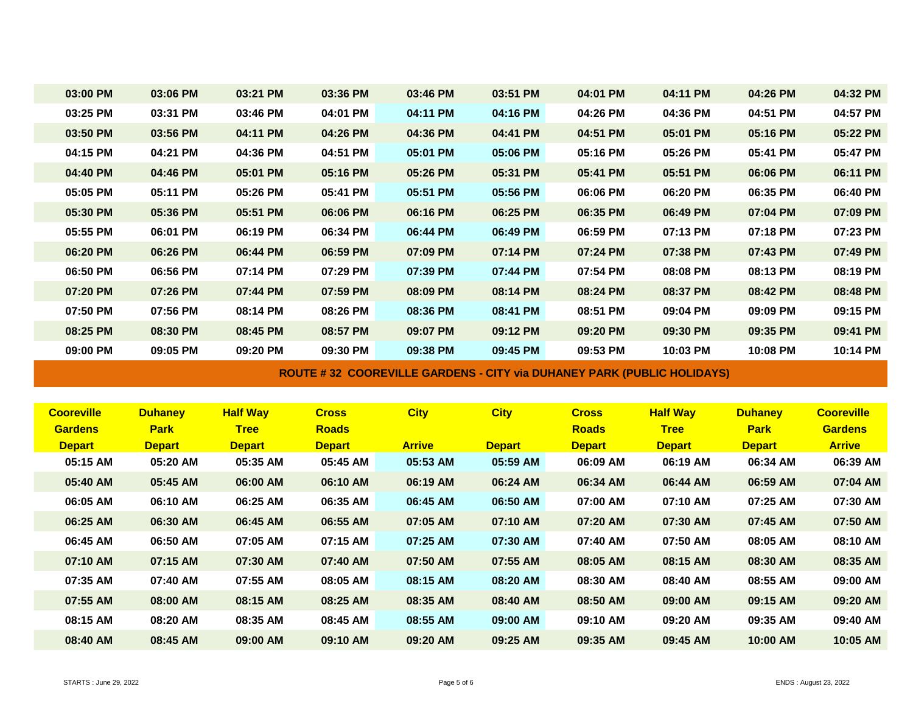| | | | | | | | | | |
|---|---|---|---|---|---|---|---|---|---|
| 03:00 PM | 03:06 PM | 03:21 PM | 03:36 PM | 03:46 PM | 03:51 PM | 04:01 PM | 04:11 PM | 04:26 PM | 04:32 PM |
| 03:25 PM | 03:31 PM | 03:46 PM | 04:01 PM | 04:11 PM | 04:16 PM | 04:26 PM | 04:36 PM | 04:51 PM | 04:57 PM |
| 03:50 PM | 03:56 PM | 04:11 PM | 04:26 PM | 04:36 PM | 04:41 PM | 04:51 PM | 05:01 PM | 05:16 PM | 05:22 PM |
| 04:15 PM | 04:21 PM | 04:36 PM | 04:51 PM | 05:01 PM | 05:06 PM | 05:16 PM | 05:26 PM | 05:41 PM | 05:47 PM |
| 04:40 PM | 04:46 PM | 05:01 PM | 05:16 PM | 05:26 PM | 05:31 PM | 05:41 PM | 05:51 PM | 06:06 PM | 06:11 PM |
| 05:05 PM | 05:11 PM | 05:26 PM | 05:41 PM | 05:51 PM | 05:56 PM | 06:06 PM | 06:20 PM | 06:35 PM | 06:40 PM |
| 05:30 PM | 05:36 PM | 05:51 PM | 06:06 PM | 06:16 PM | 06:25 PM | 06:35 PM | 06:49 PM | 07:04 PM | 07:09 PM |
| 05:55 PM | 06:01 PM | 06:19 PM | 06:34 PM | 06:44 PM | 06:49 PM | 06:59 PM | 07:13 PM | 07:18 PM | 07:23 PM |
| 06:20 PM | 06:26 PM | 06:44 PM | 06:59 PM | 07:09 PM | 07:14 PM | 07:24 PM | 07:38 PM | 07:43 PM | 07:49 PM |
| 06:50 PM | 06:56 PM | 07:14 PM | 07:29 PM | 07:39 PM | 07:44 PM | 07:54 PM | 08:08 PM | 08:13 PM | 08:19 PM |
| 07:20 PM | 07:26 PM | 07:44 PM | 07:59 PM | 08:09 PM | 08:14 PM | 08:24 PM | 08:37 PM | 08:42 PM | 08:48 PM |
| 07:50 PM | 07:56 PM | 08:14 PM | 08:26 PM | 08:36 PM | 08:41 PM | 08:51 PM | 09:04 PM | 09:09 PM | 09:15 PM |
| 08:25 PM | 08:30 PM | 08:45 PM | 08:57 PM | 09:07 PM | 09:12 PM | 09:20 PM | 09:30 PM | 09:35 PM | 09:41 PM |
| 09:00 PM | 09:05 PM | 09:20 PM | 09:30 PM | 09:38 PM | 09:45 PM | 09:53 PM | 10:03 PM | 10:08 PM | 10:14 PM |

## ROUTE # 32 COOREVILLE GARDENS - CITY via DUHANEY PARK (PUBLIC HOLIDAYS)

| Cooreville Gardens Depart | Duhaney Park Depart | Half Way Tree Depart | Cross Roads Depart | City Arrive | City Depart | Cross Roads Depart | Half Way Tree Depart | Duhaney Park Depart | Cooreville Gardens Arrive |
|---|---|---|---|---|---|---|---|---|---|
| 05:15 AM | 05:20 AM | 05:35 AM | 05:45 AM | 05:53 AM | 05:59 AM | 06:09 AM | 06:19 AM | 06:34 AM | 06:39 AM |
| 05:40 AM | 05:45 AM | 06:00 AM | 06:10 AM | 06:19 AM | 06:24 AM | 06:34 AM | 06:44 AM | 06:59 AM | 07:04 AM |
| 06:05 AM | 06:10 AM | 06:25 AM | 06:35 AM | 06:45 AM | 06:50 AM | 07:00 AM | 07:10 AM | 07:25 AM | 07:30 AM |
| 06:25 AM | 06:30 AM | 06:45 AM | 06:55 AM | 07:05 AM | 07:10 AM | 07:20 AM | 07:30 AM | 07:45 AM | 07:50 AM |
| 06:45 AM | 06:50 AM | 07:05 AM | 07:15 AM | 07:25 AM | 07:30 AM | 07:40 AM | 07:50 AM | 08:05 AM | 08:10 AM |
| 07:10 AM | 07:15 AM | 07:30 AM | 07:40 AM | 07:50 AM | 07:55 AM | 08:05 AM | 08:15 AM | 08:30 AM | 08:35 AM |
| 07:35 AM | 07:40 AM | 07:55 AM | 08:05 AM | 08:15 AM | 08:20 AM | 08:30 AM | 08:40 AM | 08:55 AM | 09:00 AM |
| 07:55 AM | 08:00 AM | 08:15 AM | 08:25 AM | 08:35 AM | 08:40 AM | 08:50 AM | 09:00 AM | 09:15 AM | 09:20 AM |
| 08:15 AM | 08:20 AM | 08:35 AM | 08:45 AM | 08:55 AM | 09:00 AM | 09:10 AM | 09:20 AM | 09:35 AM | 09:40 AM |
| 08:40 AM | 08:45 AM | 09:00 AM | 09:10 AM | 09:20 AM | 09:25 AM | 09:35 AM | 09:45 AM | 10:00 AM | 10:05 AM |

STARTS : June 29, 2022

ENDS : August 23, 2022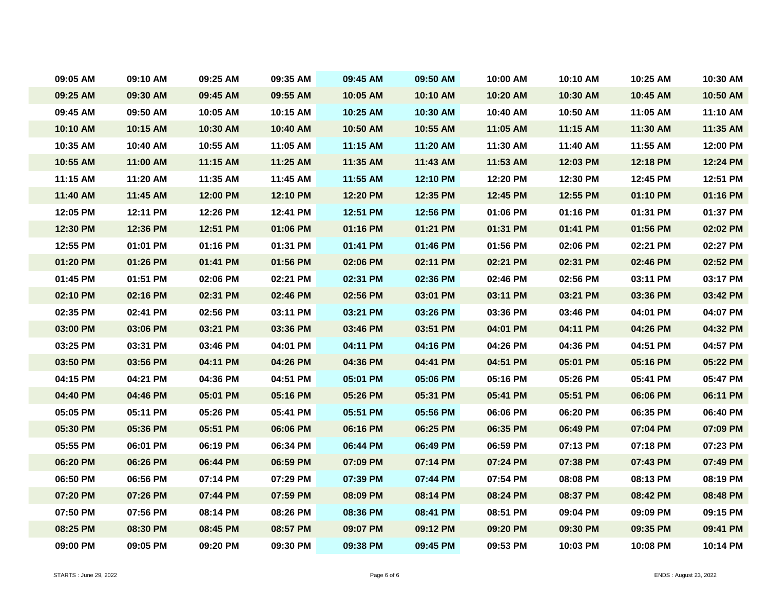| | | | | | | | | | |
|---|---|---|---|---|---|---|---|---|---|
| 09:05 AM | 09:10 AM | 09:25 AM | 09:35 AM | 09:45 AM | 09:50 AM | 10:00 AM | 10:10 AM | 10:25 AM | 10:30 AM |
| 09:25 AM | 09:30 AM | 09:45 AM | 09:55 AM | 10:05 AM | 10:10 AM | 10:20 AM | 10:30 AM | 10:45 AM | 10:50 AM |
| 09:45 AM | 09:50 AM | 10:05 AM | 10:15 AM | 10:25 AM | 10:30 AM | 10:40 AM | 10:50 AM | 11:05 AM | 11:10 AM |
| 10:10 AM | 10:15 AM | 10:30 AM | 10:40 AM | 10:50 AM | 10:55 AM | 11:05 AM | 11:15 AM | 11:30 AM | 11:35 AM |
| 10:35 AM | 10:40 AM | 10:55 AM | 11:05 AM | 11:15 AM | 11:20 AM | 11:30 AM | 11:40 AM | 11:55 AM | 12:00 PM |
| 10:55 AM | 11:00 AM | 11:15 AM | 11:25 AM | 11:35 AM | 11:43 AM | 11:53 AM | 12:03 PM | 12:18 PM | 12:24 PM |
| 11:15 AM | 11:20 AM | 11:35 AM | 11:45 AM | 11:55 AM | 12:10 PM | 12:20 PM | 12:30 PM | 12:45 PM | 12:51 PM |
| 11:40 AM | 11:45 AM | 12:00 PM | 12:10 PM | 12:20 PM | 12:35 PM | 12:45 PM | 12:55 PM | 01:10 PM | 01:16 PM |
| 12:05 PM | 12:11 PM | 12:26 PM | 12:41 PM | 12:51 PM | 12:56 PM | 01:06 PM | 01:16 PM | 01:31 PM | 01:37 PM |
| 12:30 PM | 12:36 PM | 12:51 PM | 01:06 PM | 01:16 PM | 01:21 PM | 01:31 PM | 01:41 PM | 01:56 PM | 02:02 PM |
| 12:55 PM | 01:01 PM | 01:16 PM | 01:31 PM | 01:41 PM | 01:46 PM | 01:56 PM | 02:06 PM | 02:21 PM | 02:27 PM |
| 01:20 PM | 01:26 PM | 01:41 PM | 01:56 PM | 02:06 PM | 02:11 PM | 02:21 PM | 02:31 PM | 02:46 PM | 02:52 PM |
| 01:45 PM | 01:51 PM | 02:06 PM | 02:21 PM | 02:31 PM | 02:36 PM | 02:46 PM | 02:56 PM | 03:11 PM | 03:17 PM |
| 02:10 PM | 02:16 PM | 02:31 PM | 02:46 PM | 02:56 PM | 03:01 PM | 03:11 PM | 03:21 PM | 03:36 PM | 03:42 PM |
| 02:35 PM | 02:41 PM | 02:56 PM | 03:11 PM | 03:21 PM | 03:26 PM | 03:36 PM | 03:46 PM | 04:01 PM | 04:07 PM |
| 03:00 PM | 03:06 PM | 03:21 PM | 03:36 PM | 03:46 PM | 03:51 PM | 04:01 PM | 04:11 PM | 04:26 PM | 04:32 PM |
| 03:25 PM | 03:31 PM | 03:46 PM | 04:01 PM | 04:11 PM | 04:16 PM | 04:26 PM | 04:36 PM | 04:51 PM | 04:57 PM |
| 03:50 PM | 03:56 PM | 04:11 PM | 04:26 PM | 04:36 PM | 04:41 PM | 04:51 PM | 05:01 PM | 05:16 PM | 05:22 PM |
| 04:15 PM | 04:21 PM | 04:36 PM | 04:51 PM | 05:01 PM | 05:06 PM | 05:16 PM | 05:26 PM | 05:41 PM | 05:47 PM |
| 04:40 PM | 04:46 PM | 05:01 PM | 05:16 PM | 05:26 PM | 05:31 PM | 05:41 PM | 05:51 PM | 06:06 PM | 06:11 PM |
| 05:05 PM | 05:11 PM | 05:26 PM | 05:41 PM | 05:51 PM | 05:56 PM | 06:06 PM | 06:20 PM | 06:35 PM | 06:40 PM |
| 05:30 PM | 05:36 PM | 05:51 PM | 06:06 PM | 06:16 PM | 06:25 PM | 06:35 PM | 06:49 PM | 07:04 PM | 07:09 PM |
| 05:55 PM | 06:01 PM | 06:19 PM | 06:34 PM | 06:44 PM | 06:49 PM | 06:59 PM | 07:13 PM | 07:18 PM | 07:23 PM |
| 06:20 PM | 06:26 PM | 06:44 PM | 06:59 PM | 07:09 PM | 07:14 PM | 07:24 PM | 07:38 PM | 07:43 PM | 07:49 PM |
| 06:50 PM | 06:56 PM | 07:14 PM | 07:29 PM | 07:39 PM | 07:44 PM | 07:54 PM | 08:08 PM | 08:13 PM | 08:19 PM |
| 07:20 PM | 07:26 PM | 07:44 PM | 07:59 PM | 08:09 PM | 08:14 PM | 08:24 PM | 08:37 PM | 08:42 PM | 08:48 PM |
| 07:50 PM | 07:56 PM | 08:14 PM | 08:26 PM | 08:36 PM | 08:41 PM | 08:51 PM | 09:04 PM | 09:09 PM | 09:15 PM |
| 08:25 PM | 08:30 PM | 08:45 PM | 08:57 PM | 09:07 PM | 09:12 PM | 09:20 PM | 09:30 PM | 09:35 PM | 09:41 PM |
| 09:00 PM | 09:05 PM | 09:20 PM | 09:30 PM | 09:38 PM | 09:45 PM | 09:53 PM | 10:03 PM | 10:08 PM | 10:14 PM |

STARTS : June 29, 2022

ENDS : August 23, 2022